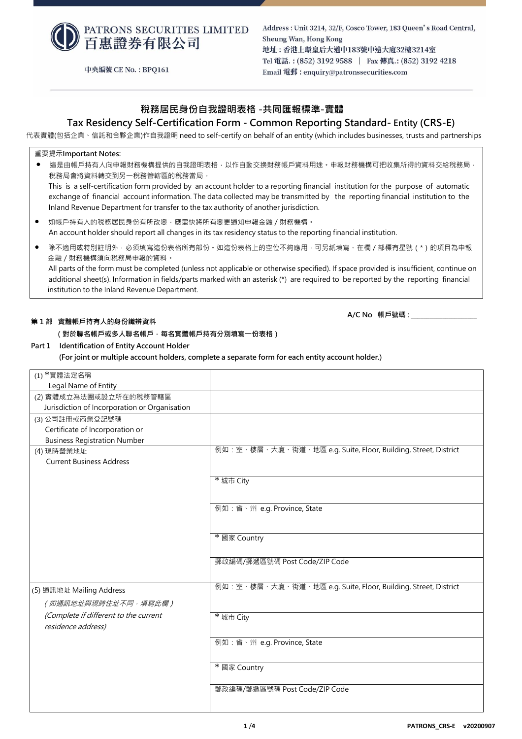PATRONS SECURITIES LIMITED
百惠證券有限公司

中央編號 CE No. : BPQ161

Address : Unit 3214, 32/F, Cosco Tower, 183 Queen's Road Central, Sheung Wan, Hong Kong
地址 : 香港上環皇后大道中183號中遠大廈32樓3214室
Tel 電話. : (852) 3192 9588 | Fax 傳真.: (852) 3192 4218
Email 電郵 : enquiry@patronssecurities.com

# 稅務居民身份自我證明表格 -共同匯報標準-實體

# Tax Residency Self-Certification Form - Common Reporting Standard- Entity (CRS-E)

代表實體(包括企業、信託和合夥企業)作自我證明 need to self-certify on behalf of an entity (which includes businesses, trusts and partnerships

重要提示**Important Notes:**

- 這是由帳戶持有人向申報財務機構提供的自我證明表格，以作自動交換財務帳戶資料用途。申報財務機構可把收集所得的資料交給稅務局，稅務局會將資料轉交到另一稅務管轄區的稅務當局。
  This is a self-certification form provided by an account holder to a reporting financial institution for the purpose of automatic exchange of financial account information. The data collected may be transmitted by the reporting financial institution to the Inland Revenue Department for transfer to the tax authority of another jurisdiction.
- 如帳戶持有人的稅務居民身份有所改變，應盡快將所有變更通知申報金融 / 財務機構。
  An account holder should report all changes in its tax residency status to the reporting financial institution.
- 除不適用或特別註明外，必須填寫這份表格所有部份。如這份表格上的空位不夠應用，可另紙填寫。在欄 / 部標有星號 ( * ) 的項目為申報金融 / 財務機構須向稅務局申報的資料。
  All parts of the form must be completed (unless not applicable or otherwise specified). If space provided is insufficient, continue on additional sheet(s). Information in fields/parts marked with an asterisk (*) are required to be reported by the reporting financial institution to the Inland Revenue Department.

A/C No 帳戶號碼 : ___________________

**第 1 部 實體帳戶持有人的身份識辨資料**
**( 對於聯名帳戶或多人聯名帳戶，每名實體帳戶持有分別填寫一份表格 )**

**Part 1 Identification of Entity Account Holder**
**(For joint or multiple account holders, complete a separate form for each entity account holder.)**

| | |
|---|---|
| (1) *實體法定名稱<br>Legal Name of Entity | |
| (2) 實體成立為法團或設立所在的稅務管轄區<br>Jurisdiction of Incorporation or Organisation | |
| (3) 公司註冊或商業登記號碼<br>Certificate of Incorporation or<br>Business Registration Number | |
| (4) 現時營業地址<br>Current Business Address | 例如：室、樓層、大廈、街道、地區 e.g. Suite, Floor, Building, Street, District |
| | * 城市 City |
| | 例如：省、州 e.g. Province, State |
| | * 國家 Country |
| | 郵政編碼/郵遞區號碼 Post Code/ZIP Code |
| (5) 通訊地址 Mailing Address<br>*( 如通訊地址與現時住址不同，填寫此欄 )*<br>*(Complete if different to the current residence address)* | 例如：室、樓層、大廈、街道、地區 e.g. Suite, Floor, Building, Street, District |
| | * 城市 City |
| | 例如：省、州 e.g. Province, State |
| | * 國家 Country |
| | 郵政編碼/郵遞區號碼 Post Code/ZIP Code |

PATRONS_CRS-E v20200907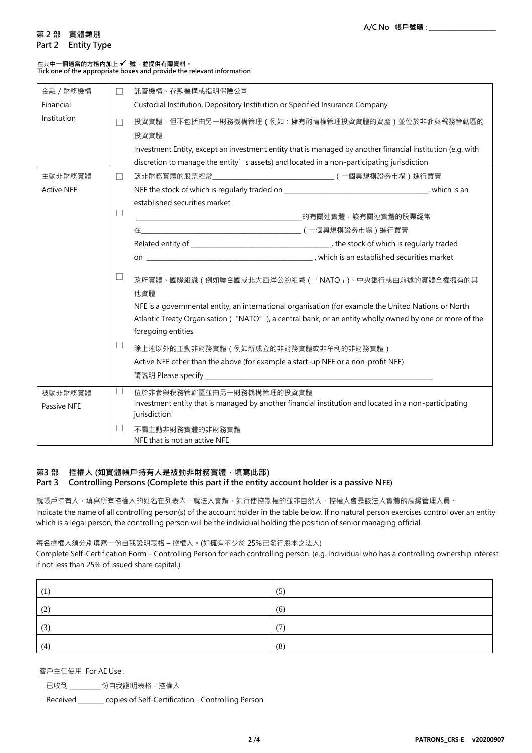A/C No 帳戶號碼 : ____________________

## 第 2 部 實體類別
## Part 2 Entity Type

**在其中一個適當的方格內加上 ✓ 號，並提供有關資料。**
**Tick one of the appropriate boxes and provide the relevant information.**

| | | |
|---|---|---|
| 金融 / 財務機構<br>Financial Institution | ☐ | 託管機構、存款機構或指明保險公司<br>Custodial Institution, Depository Institution or Specified Insurance Company |
| | ☐ | 投資實體，但不包括由另一財務機構管理（例如：擁有酌情權管理投資實體的資產）並位於非參與稅務管轄區的投資實體<br>Investment Entity, except an investment entity that is managed by another financial institution (e.g. with discretion to manage the entity' s assets) and located in a non-participating jurisdiction |
| 主動非財務實體<br>Active NFE | ☐ | 該非財務實體的股票經常____________________（一個具規模證券市場）進行買賣<br>NFE the stock of which is regularly traded on ____________________, which is an established securities market |
| | ☐ | ____________________的有關連實體，該有關連實體的股票經常在____________________（一個具規模證券市場）進行買賣<br>Related entity of ____________________, the stock of which is regularly traded on ____________________, which is an established securities market |
| | ☐ | 政府實體、國際組織（例如聯合國或北大西洋公約組織（「NATO」）、中央銀行或由前述的實體全權擁有的其他實體<br>NFE is a governmental entity, an international organisation (for example the United Nations or North Atlantic Treaty Organisation ("NATO"), a central bank, or an entity wholly owned by one or more of the foregoing entities |
| | ☐ | 除上述以外的主動非財務實體（例如新成立的非財務實體或非牟利的非財務實體）<br>Active NFE other than the above (for example a start-up NFE or a non-profit NFE)<br>請說明 Please specify ____________________ |
| 被動非財務實體<br>Passive NFE | ☐ | 位於非參與稅務管轄區並由另一財務機構管理的投資實體<br>Investment entity that is managed by another financial institution and located in a non-participating jurisdiction |
| | ☐ | 不屬主動非財務實體的非財務實體<br>NFE that is not an active NFE |

## 第3 部 控權人 (如實體帳戶持有人是被動非財務實體，填寫此部)
## Part 3 Controlling Persons (Complete this part if the entity account holder is a passive NFE)

就帳戶持有人，填寫所有控權人的姓名在列表內。就法人實體，如行使控制權的並非自然人，控權人會是該法人實體的高級管理人員。
Indicate the name of all controlling person(s) of the account holder in the table below. If no natural person exercises control over an entity which is a legal person, the controlling person will be the individual holding the position of senior managing official.

每名控權人須分別填寫一份自我證明表格 – 控權人。(如擁有不少於 25%已發行股本之法人)
Complete Self-Certification Form – Controlling Person for each controlling person. (e.g. Individual who has a controlling ownership interest if not less than 25% of issued share capital.)

| | |
|---|---|
| (1) | (5) |
| (2) | (6) |
| (3) | (7) |
| (4) | (8) |

客戶主任使用 For AE Use :

已收到 __________份自我證明表格 - 控權人

Received ________ copies of Self-Certification - Controlling Person

PATRONS_CRS-E v20200907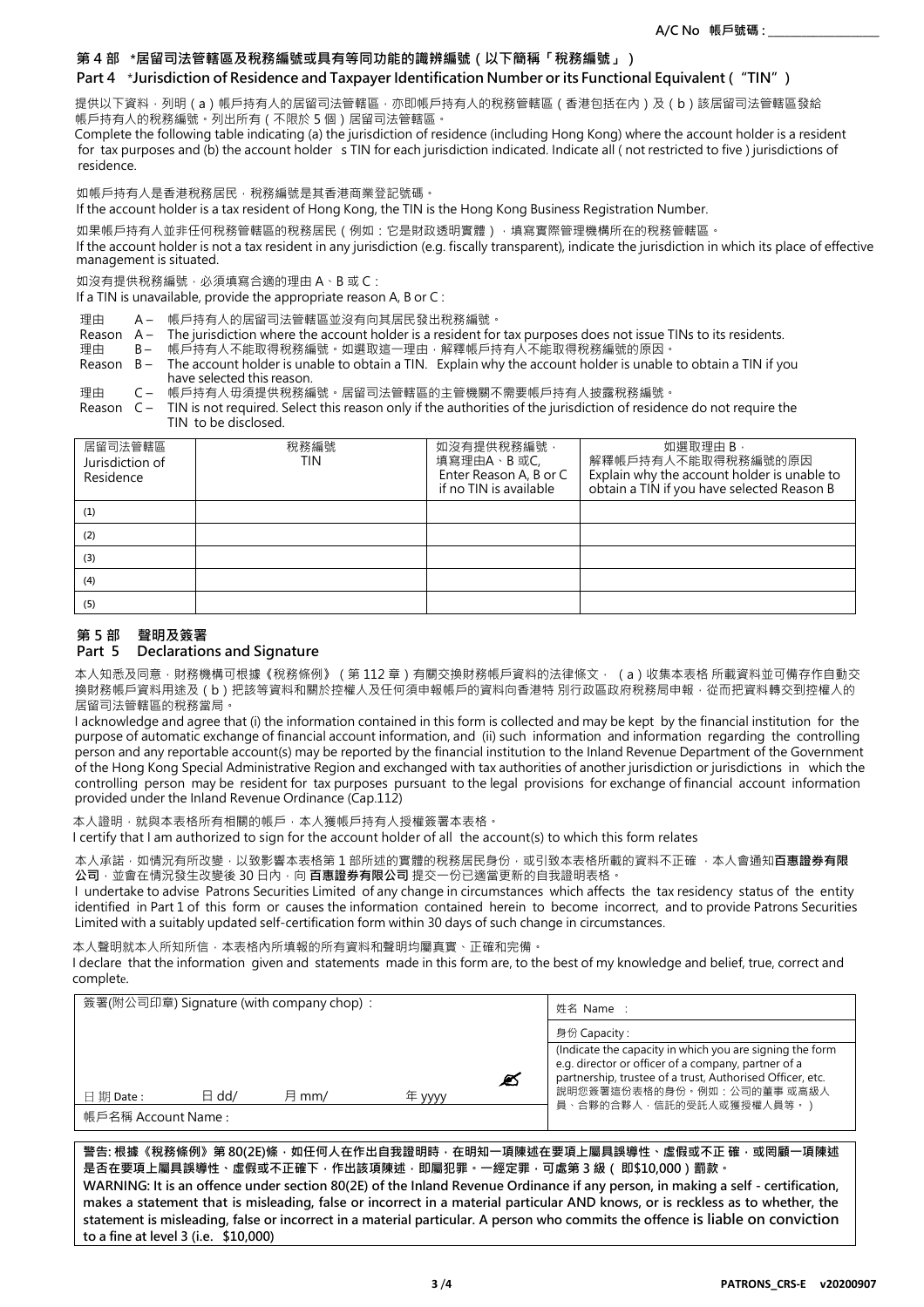A/C No 帳戶號碼 : ___________________

## 第 4 部 \*居留司法管轄區及稅務編號或具有等同功能的識辨編號（以下簡稱「稅務編號」）
## Part 4 \*Jurisdiction of Residence and Taxpayer Identification Number or its Functional Equivalent ("TIN")

提供以下資料，列明（a）帳戶持有人的居留司法管轄區，亦即帳戶持有人的稅務管轄區（香港包括在內）及（b）該居留司法管轄區發給帳戶持有人的稅務編號。列出所有（不限於 5 個）居留司法管轄區。

Complete the following table indicating (a) the jurisdiction of residence (including Hong Kong) where the account holder is a resident for tax purposes and (b) the account holder s TIN for each jurisdiction indicated. Indicate all ( not restricted to five ) jurisdictions of residence.

如帳戶持有人是香港稅務居民，稅務編號是其香港商業登記號碼。

If the account holder is a tax resident of Hong Kong, the TIN is the Hong Kong Business Registration Number.

如果帳戶持有人並非任何稅務管轄區的稅務居民（例如：它是財政透明實體），填寫實際管理機構所在的稅務管轄區。

If the account holder is not a tax resident in any jurisdiction (e.g. fiscally transparent), indicate the jurisdiction in which its place of effective management is situated.

如沒有提供稅務編號，必須填寫合適的理由 A、B 或 C：

If a TIN is unavailable, provide the appropriate reason A, B or C :

理由 A – 帳戶持有人的居留司法管轄區並沒有向其居民發出稅務編號。
Reason A – The jurisdiction where the account holder is a resident for tax purposes does not issue TINs to its residents.
理由 B – 帳戶持有人不能取得稅務編號。如選取這一理由，解釋帳戶持有人不能取得稅務編號的原因。
Reason B – The account holder is unable to obtain a TIN. Explain why the account holder is unable to obtain a TIN if you have selected this reason.
理由 C – 帳戶持有人毋須提供稅務編號。居留司法管轄區的主管機關不需要帳戶持有人披露稅務編號。
Reason C – TIN is not required. Select this reason only if the authorities of the jurisdiction of residence do not require the TIN to be disclosed.

| 居留司法管轄區<br>Jurisdiction of Residence | 稅務編號<br>TIN | 如沒有提供稅務編號，填寫理由A、B 或C,<br>Enter Reason A, B or C if no TIN is available | 如選取理由 B，解釋帳戶持有人不能取得稅務編號的原因<br>Explain why the account holder is unable to obtain a TIN if you have selected Reason B |
|---|---|---|---|
| (1) | | | |
| (2) | | | |
| (3) | | | |
| (4) | | | |
| (5) | | | |

## 第 5 部 聲明及簽署
## Part 5 Declarations and Signature

本人知悉及同意，財務機構可根據《稅務條例》（第 112 章）有關交換財務帳戶資料的法律條文，（a）收集本表格 所載資料並可備存作自動交換財務帳戶資料用途及（b）把該等資料和關於控權人及任何須申報帳戶的資料向香港特 別行政區政府稅務局申報，從而把資料轉交到控權人的居留司法管轄區的稅務當局。

I acknowledge and agree that (i) the information contained in this form is collected and may be kept by the financial institution for the purpose of automatic exchange of financial account information, and (ii) such information and information regarding the controlling person and any reportable account(s) may be reported by the financial institution to the Inland Revenue Department of the Government of the Hong Kong Special Administrative Region and exchanged with tax authorities of another jurisdiction or jurisdictions in which the controlling person may be resident for tax purposes pursuant to the legal provisions for exchange of financial account information provided under the Inland Revenue Ordinance (Cap.112)

本人證明，就與本表格所有相關的帳戶，本人獲帳戶持有人授權簽署本表格。

I certify that I am authorized to sign for the account holder of all the account(s) to which this form relates

本人承諾，如情況有所改變，以致影響本表格第 1 部所述的實體的稅務居民身份，或引致本表格所載的資料不正確 ，本人會通知**百惠證券有限公司**，並會在情況發生改變後 30 日內，向 **百惠證券有限公司** 提交一份已適當更新的自我證明表格。

I undertake to advise Patrons Securities Limited of any change in circumstances which affects the tax residency status of the entity identified in Part 1 of this form or causes the information contained herein to become incorrect, and to provide Patrons Securities Limited with a suitably updated self-certification form within 30 days of such change in circumstances.

本人聲明就本人所知所信，本表格內所填報的所有資料和聲明均屬真實、正確和完備。

I declare that the information given and statements made in this form are, to the best of my knowledge and belief, true, correct and complete.

| 簽署(附公司印章) Signature (with company chop) : | 姓名 Name : |
|---|---|
| | 身份 Capacity :<br>(Indicate the capacity in which you are signing the form e.g. director or officer of a company, partner of a partnership, trustee of a trust, Authorised Officer, etc. 說明您簽署這份表格的身份。例如：公司的董事 或高級人員、合夥的合夥人，信託的受託人或獲授權人員等。) |
| 日 期 Date : 日 dd/ 月 mm/ 年 yyyy | |
| 帳戶名稱 Account Name : | |

**警告: 根據《稅務條例》第 80(2E)條，如任何人在作出自我證明時，在明知一項陳述在要項上屬具誤導性、虛假或不正 確，或罔顧一項陳述是否在要項上屬具誤導性、虛假或不正確下，作出該項陳述，即屬犯罪。一經定罪，可處第 3 級（ 即$10,000）罰款。**

**WARNING: It is an offence under section 80(2E) of the Inland Revenue Ordinance if any person, in making a self - certification, makes a statement that is misleading, false or incorrect in a material particular AND knows, or is reckless as to whether, the statement is misleading, false or incorrect in a material particular. A person who commits the offence is liable on conviction to a fine at level 3 (i.e. $10,000)**

PATRONS_CRS-E v20200907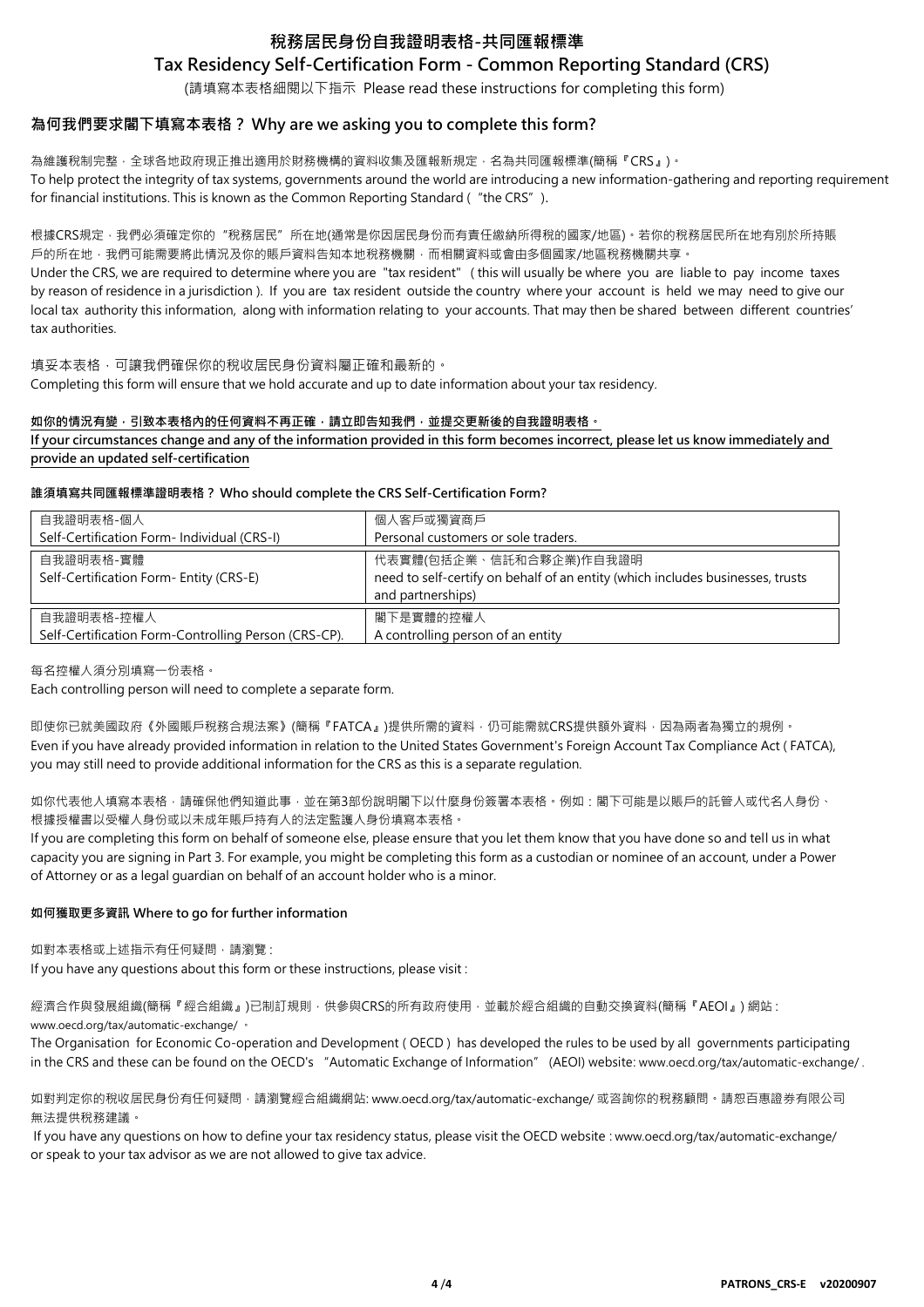# 稅務居民身份自我證明表格-共同匯報標準
# Tax Residency Self-Certification Form - Common Reporting Standard (CRS)

(請填寫本表格細閱以下指示 Please read these instructions for completing this form)

## 為何我們要求閣下填寫本表格？ Why are we asking you to complete this form?

為維護稅制完整，全球各地政府現正推出適用於財務機構的資料收集及匯報新規定，名為共同匯報標準(簡稱『CRS』)。
To help protect the integrity of tax systems, governments around the world are introducing a new information-gathering and reporting requirement for financial institutions. This is known as the Common Reporting Standard ("the CRS").

根據CRS規定，我們必須確定你的 "稅務居民" 所在地(通常是你因居民身份而有責任繳納所得稅的國家/地區)。若你的稅務居民所在地有別於所持賬戶的所在地，我們可能需要將此情況及你的賬戶資料告知本地稅務機關，而相關資料或會由多個國家/地區稅務機關共享。
Under the CRS, we are required to determine where you are "tax resident" ( this will usually be where you are liable to pay income taxes by reason of residence in a jurisdiction ). If you are tax resident outside the country where your account is held we may need to give our local tax authority this information, along with information relating to your accounts. That may then be shared between different countries' tax authorities.

填妥本表格，可讓我們確保你的稅收居民身份資料屬正確和最新的。
Completing this form will ensure that we hold accurate and up to date information about your tax residency.

<u>**如你的情況有變，引致本表格內的任何資料不再正確，請立即告知我們，並提交更新後的自我證明表格。**</u>
<u>**If your circumstances change and any of the information provided in this form becomes incorrect, please let us know immediately and provide an updated self-certification**</u>

### 誰須填寫共同匯報標準證明表格？ Who should complete the CRS Self-Certification Form?

| | |
|---|---|
| 自我證明表格-個人<br>Self-Certification Form- Individual (CRS-I) | 個人客戶或獨資商戶<br>Personal customers or sole traders. |
| 自我證明表格-實體<br>Self-Certification Form- Entity (CRS-E) | 代表實體(包括企業、信託和合夥企業)作自我證明<br>need to self-certify on behalf of an entity (which includes businesses, trusts and partnerships) |
| 自我證明表格-控權人<br>Self-Certification Form-Controlling Person (CRS-CP). | 閣下是實體的控權人<br>A controlling person of an entity |

每名控權人須分別填寫一份表格。
Each controlling person will need to complete a separate form.

即使你已就美國政府《外國賬戶稅務合規法案》(簡稱『FATCA』)提供所需的資料，仍可能需就CRS提供額外資料，因為兩者為獨立的規例。
Even if you have already provided information in relation to the United States Government's Foreign Account Tax Compliance Act ( FATCA), you may still need to provide additional information for the CRS as this is a separate regulation.

如你代表他人填寫本表格，請確保他們知道此事，並在第3部份說明閣下以什麼身份簽署本表格。例如：閣下可能是以賬戶的託管人或代名人身份、根據授權書以受權人身份或以未成年賬戶持有人的法定監護人身份填寫本表格。
If you are completing this form on behalf of someone else, please ensure that you let them know that you have done so and tell us in what capacity you are signing in Part 3. For example, you might be completing this form as a custodian or nominee of an account, under a Power of Attorney or as a legal guardian on behalf of an account holder who is a minor.

### 如何獲取更多資訊 Where to go for further information

如對本表格或上述指示有任何疑問，請瀏覽：
If you have any questions about this form or these instructions, please visit :

經濟合作與發展組織(簡稱『經合組織』)已制訂規則，供參與CRS的所有政府使用，並載於經合組織的自動交換資料(簡稱『AEOI』) 網站：www.oecd.org/tax/automatic-exchange/ 。
The Organisation for Economic Co-operation and Development ( OECD ) has developed the rules to be used by all governments participating in the CRS and these can be found on the OECD's "Automatic Exchange of Information" (AEOI) website: www.oecd.org/tax/automatic-exchange/ .

如對判定你的稅收居民身份有任何疑問，請瀏覽經合組織網站: www.oecd.org/tax/automatic-exchange/ 或咨詢你的稅務顧問。請恕百惠證券有限公司無法提供稅務建議。
If you have any questions on how to define your tax residency status, please visit the OECD website : www.oecd.org/tax/automatic-exchange/ or speak to your tax advisor as we are not allowed to give tax advice.

PATRONS_CRS-E v20200907